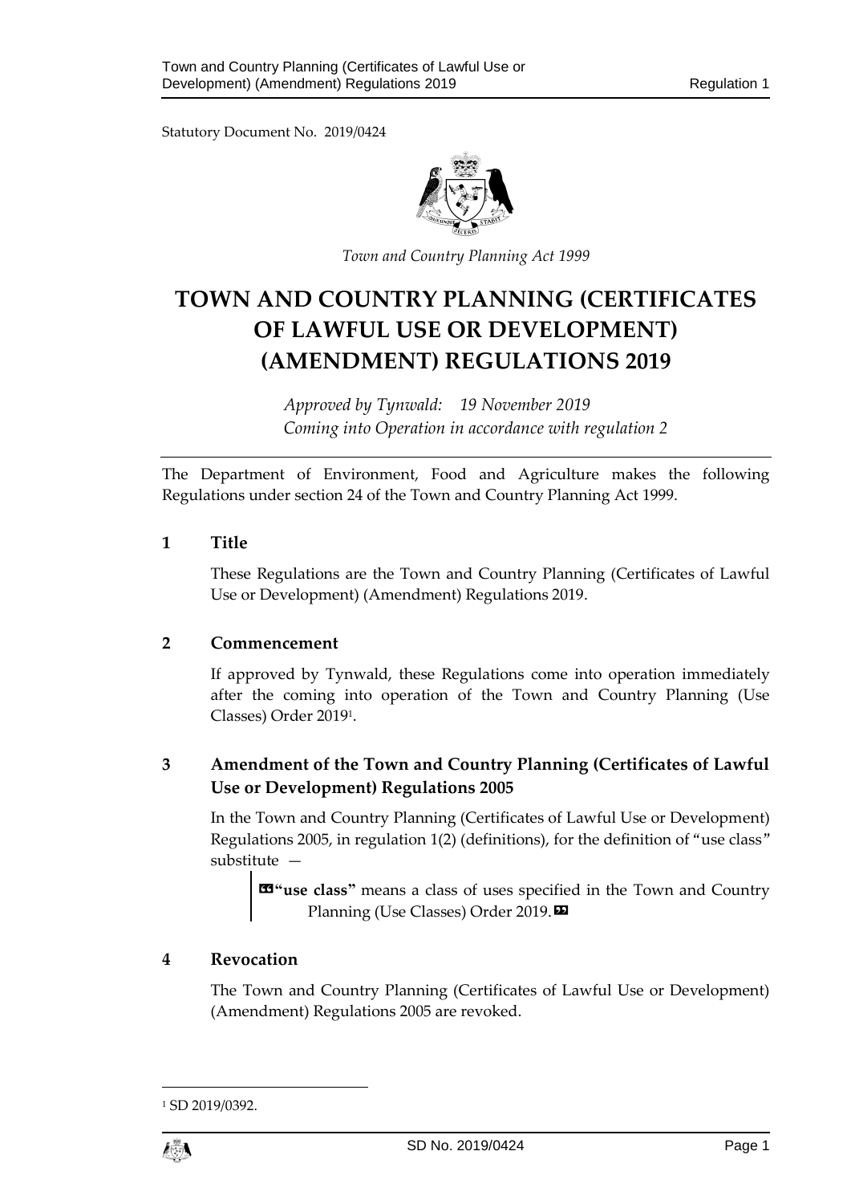Statutory Document No. 2019/0424

*Town and Country Planning Act 1999*

# TOWN AND COUNTRY PLANNING (CERTIFICATES OF LAWFUL USE OR DEVELOPMENT) (AMENDMENT) REGULATIONS 2019

*Approved by Tynwald: 19 November 2019*
*Coming into Operation in accordance with regulation 2*

The Department of Environment, Food and Agriculture makes the following Regulations under section 24 of the Town and Country Planning Act 1999.

## 1 Title

These Regulations are the Town and Country Planning (Certificates of Lawful Use or Development) (Amendment) Regulations 2019.

## 2 Commencement

If approved by Tynwald, these Regulations come into operation immediately after the coming into operation of the Town and Country Planning (Use Classes) Order 2019[1].

## 3 Amendment of the Town and Country Planning (Certificates of Lawful Use or Development) Regulations 2005

In the Town and Country Planning (Certificates of Lawful Use or Development) Regulations 2005, in regulation 1(2) (definitions), for the definition of "use class" substitute —

> «**"use class"** means a class of uses specified in the Town and Country Planning (Use Classes) Order 2019.»

## 4 Revocation

The Town and Country Planning (Certificates of Lawful Use or Development) (Amendment) Regulations 2005 are revoked.

[1] SD 2019/0392.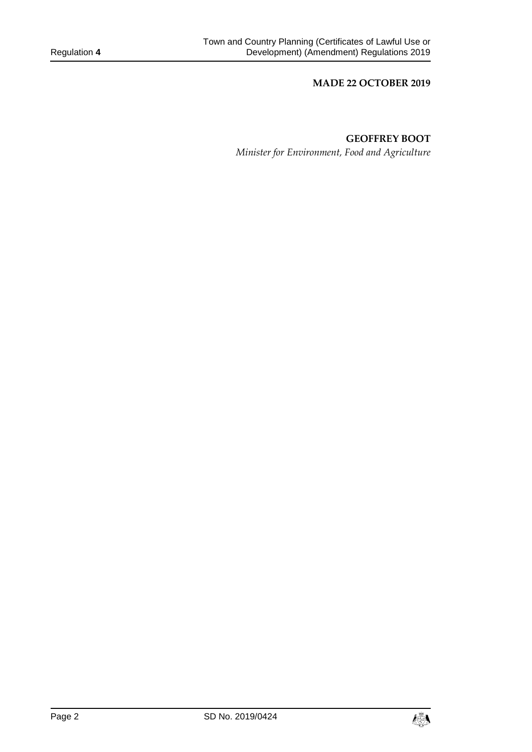**MADE 22 OCTOBER 2019**

**GEOFFREY BOOT**

*Minister for Environment, Food and Agriculture*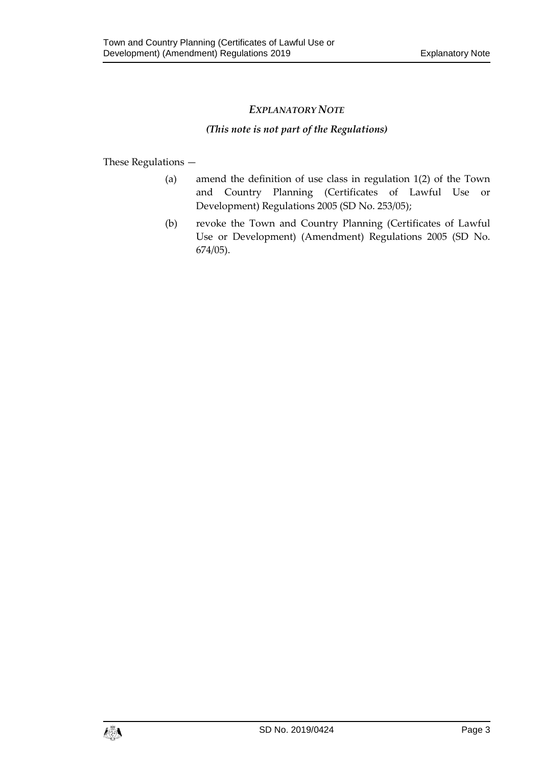## *EXPLANATORY NOTE*

***(This note is not part of the Regulations)***

These Regulations —

(a) amend the definition of use class in regulation 1(2) of the Town and Country Planning (Certificates of Lawful Use or Development) Regulations 2005 (SD No. 253/05);

(b) revoke the Town and Country Planning (Certificates of Lawful Use or Development) (Amendment) Regulations 2005 (SD No. 674/05).